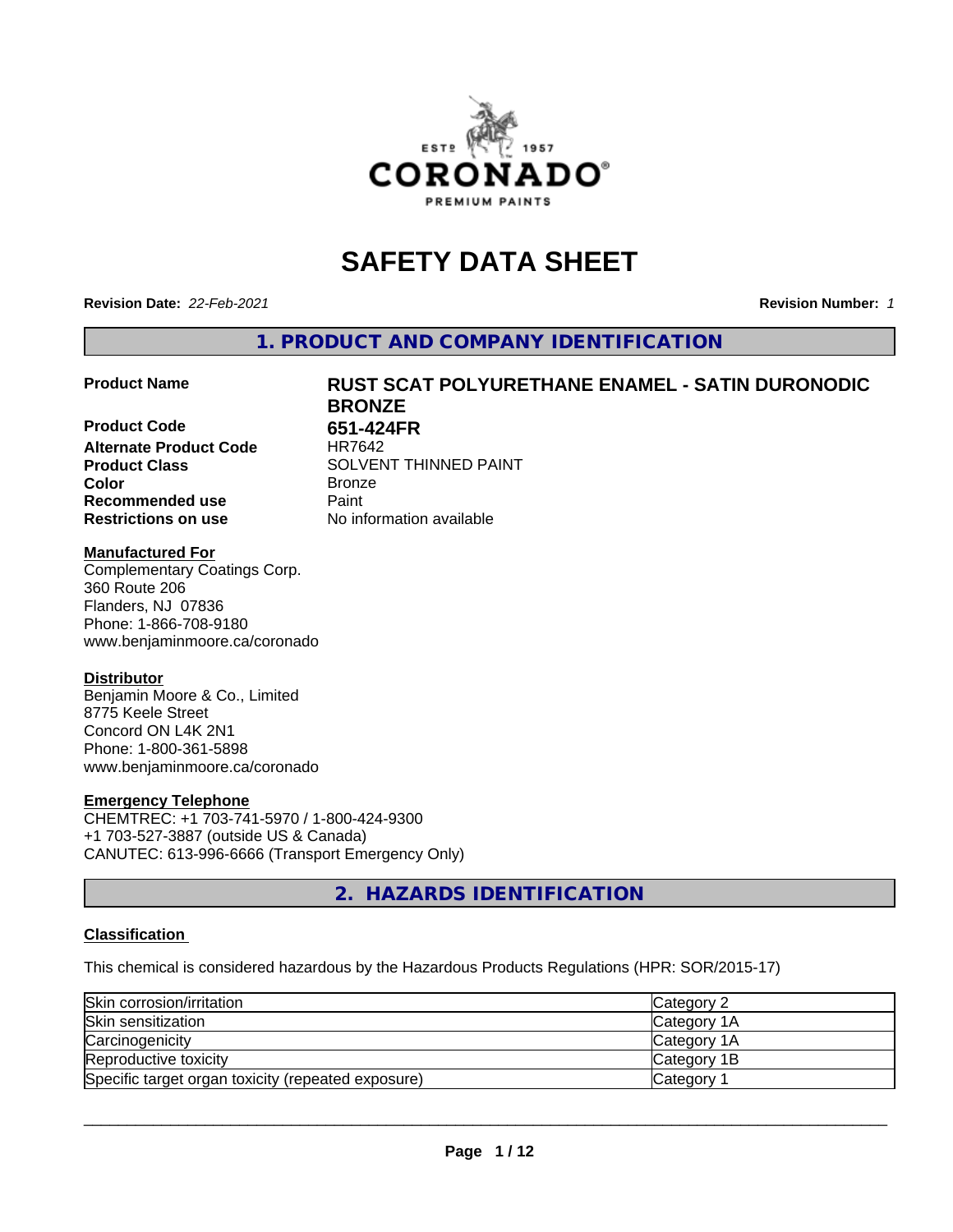# SAFETY DATA SHEET

**Revision Date:** *22-Feb-2021* **Revision Number:** *1*

## 1. PRODUCT AND COMPANY IDENTIFICATION

**Product Name** RUST SCAT POLYURETHANE ENAMEL - SATIN DURONODIC BRONZE

**Product Code** 651-424FR

**Alternate Product Code** HR7642

**Product Class** SOLVENT THINNED PAINT

**Color** Bronze

**Recommended use** Paint

**Restrictions on use** No information available

**Manufactured For**
Complementary Coatings Corp.
360 Route 206
Flanders, NJ 07836
Phone: 1-866-708-9180
www.benjaminmoore.ca/coronado

**Distributor**
Benjamin Moore & Co., Limited
8775 Keele Street
Concord ON L4K 2N1
Phone: 1-800-361-5898
www.benjaminmoore.ca/coronado

**Emergency Telephone**
CHEMTREC: +1 703-741-5970 / 1-800-424-9300
+1 703-527-3887 (outside US & Canada)
CANUTEC: 613-996-6666 (Transport Emergency Only)

## 2. HAZARDS IDENTIFICATION

### Classification

This chemical is considered hazardous by the Hazardous Products Regulations (HPR: SOR/2015-17)

| | |
|---|---|
| Skin corrosion/irritation | Category 2 |
| Skin sensitization | Category 1A |
| Carcinogenicity | Category 1A |
| Reproductive toxicity | Category 1B |
| Specific target organ toxicity (repeated exposure) | Category 1 |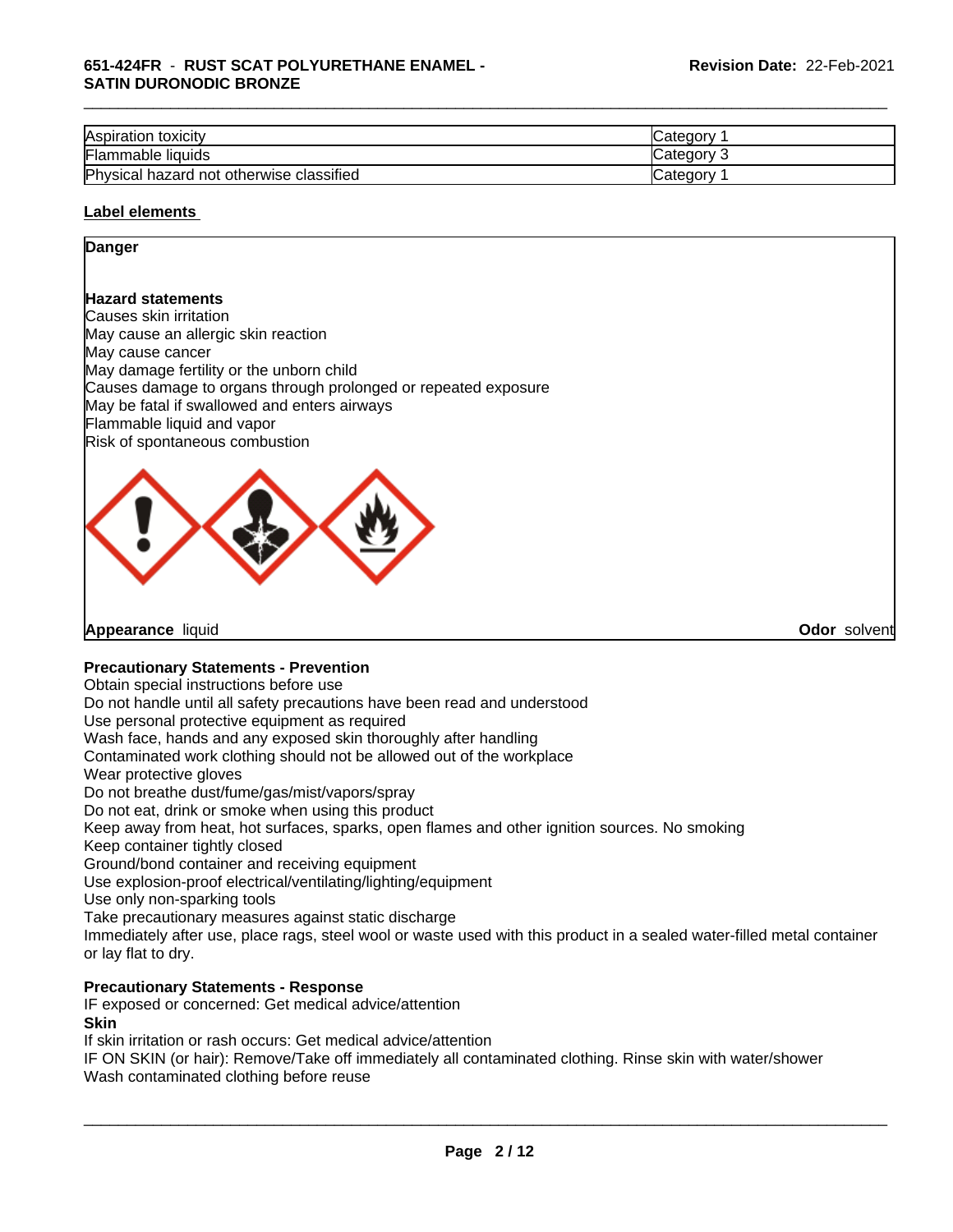| Aspiration toxicity | Category 1 |
|---|---|
| Flammable liquids | Category 3 |
| Physical hazard not otherwise classified | Category 1 |

**Label elements**

**Danger**

**Hazard statements**

Causes skin irritation
May cause an allergic skin reaction
May cause cancer
May damage fertility or the unborn child
Causes damage to organs through prolonged or repeated exposure
May be fatal if swallowed and enters airways
Flammable liquid and vapor
Risk of spontaneous combustion

**Appearance** liquid **Odor** solvent

**Precautionary Statements - Prevention**

Obtain special instructions before use
Do not handle until all safety precautions have been read and understood
Use personal protective equipment as required
Wash face, hands and any exposed skin thoroughly after handling
Contaminated work clothing should not be allowed out of the workplace
Wear protective gloves
Do not breathe dust/fume/gas/mist/vapors/spray
Do not eat, drink or smoke when using this product
Keep away from heat, hot surfaces, sparks, open flames and other ignition sources. No smoking
Keep container tightly closed
Ground/bond container and receiving equipment
Use explosion-proof electrical/ventilating/lighting/equipment
Use only non-sparking tools
Take precautionary measures against static discharge
Immediately after use, place rags, steel wool or waste used with this product in a sealed water-filled metal container or lay flat to dry.

**Precautionary Statements - Response**

IF exposed or concerned: Get medical advice/attention

**Skin**

If skin irritation or rash occurs: Get medical advice/attention
IF ON SKIN (or hair): Remove/Take off immediately all contaminated clothing. Rinse skin with water/shower
Wash contaminated clothing before reuse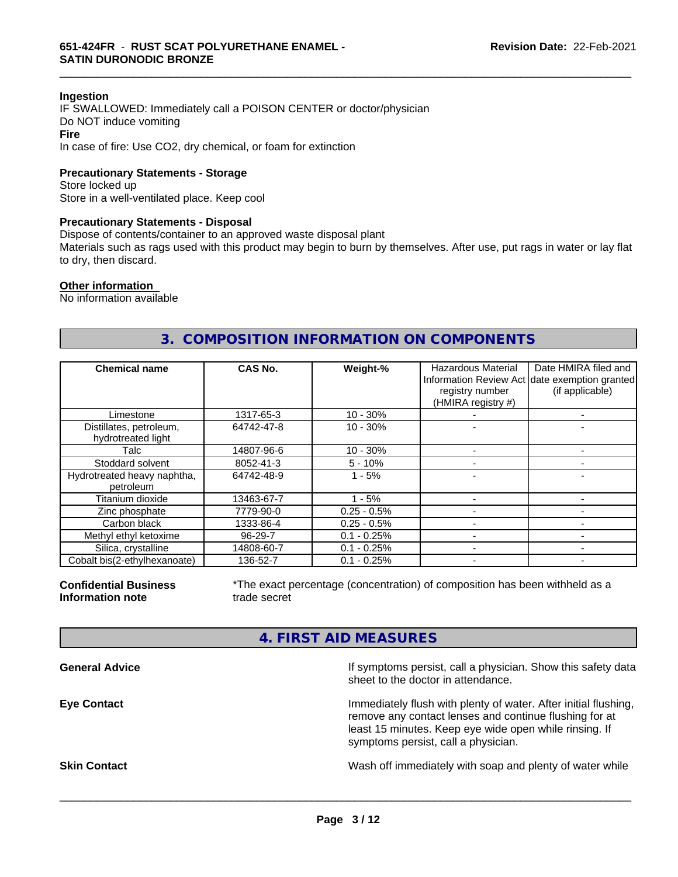**Ingestion**

IF SWALLOWED: Immediately call a POISON CENTER or doctor/physician
Do NOT induce vomiting

**Fire**

In case of fire: Use CO2, dry chemical, or foam for extinction

**Precautionary Statements - Storage**

Store locked up
Store in a well-ventilated place. Keep cool

**Precautionary Statements - Disposal**

Dispose of contents/container to an approved waste disposal plant
Materials such as rags used with this product may begin to burn by themselves. After use, put rags in water or lay flat to dry, then discard.

**Other information**

No information available

## 3. COMPOSITION INFORMATION ON COMPONENTS

| Chemical name | CAS No. | Weight-% | Hazardous Material Information Review Act registry number (HMIRA registry #) | Date HMIRA filed and date exemption granted (if applicable) |
|---|---|---|---|---|
| Limestone | 1317-65-3 | 10 - 30% | - | - |
| Distillates, petroleum, hydrotreated light | 64742-47-8 | 10 - 30% | - | - |
| Talc | 14807-96-6 | 10 - 30% | - | - |
| Stoddard solvent | 8052-41-3 | 5 - 10% | - | - |
| Hydrotreated heavy naphtha, petroleum | 64742-48-9 | 1 - 5% | - | - |
| Titanium dioxide | 13463-67-7 | 1 - 5% | - | - |
| Zinc phosphate | 7779-90-0 | 0.25 - 0.5% | - | - |
| Carbon black | 1333-86-4 | 0.25 - 0.5% | - | - |
| Methyl ethyl ketoxime | 96-29-7 | 0.1 - 0.25% | - | - |
| Silica, crystalline | 14808-60-7 | 0.1 - 0.25% | - | - |
| Cobalt bis(2-ethylhexanoate) | 136-52-7 | 0.1 - 0.25% | - | - |

**Confidential Business Information note**

*The exact percentage (concentration) of composition has been withheld as a trade secret

## 4. FIRST AID MEASURES

**General Advice**

If symptoms persist, call a physician. Show this safety data sheet to the doctor in attendance.

**Eye Contact**

Immediately flush with plenty of water. After initial flushing, remove any contact lenses and continue flushing for at least 15 minutes. Keep eye wide open while rinsing. If symptoms persist, call a physician.

**Skin Contact**

Wash off immediately with soap and plenty of water while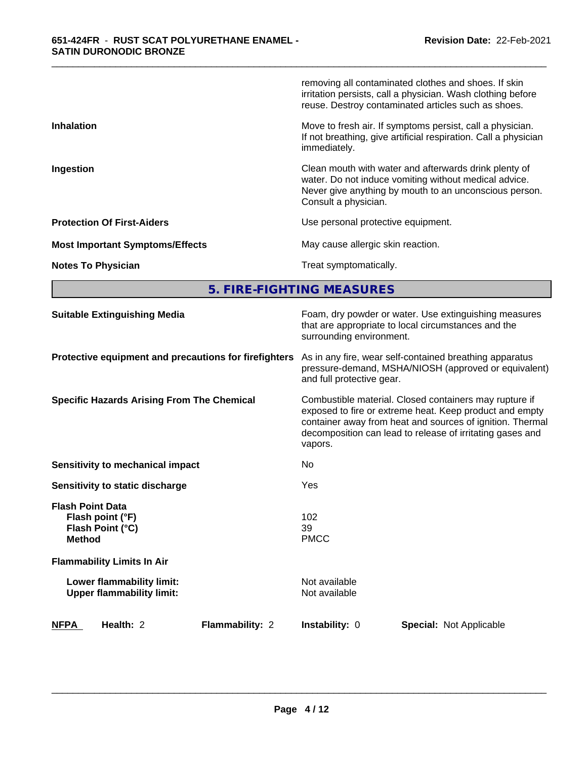| | |
|---|---|
| | removing all contaminated clothes and shoes. If skin irritation persists, call a physician. Wash clothing before reuse. Destroy contaminated articles such as shoes. |
| **Inhalation** | Move to fresh air. If symptoms persist, call a physician. If not breathing, give artificial respiration. Call a physician immediately. |
| **Ingestion** | Clean mouth with water and afterwards drink plenty of water. Do not induce vomiting without medical advice. Never give anything by mouth to an unconscious person. Consult a physician. |
| **Protection Of First-Aiders** | Use personal protective equipment. |
| **Most Important Symptoms/Effects** | May cause allergic skin reaction. |
| **Notes To Physician** | Treat symptomatically. |

## 5. FIRE-FIGHTING MEASURES

| | |
|---|---|
| **Suitable Extinguishing Media** | Foam, dry powder or water. Use extinguishing measures that are appropriate to local circumstances and the surrounding environment. |
| **Protective equipment and precautions for firefighters** | As in any fire, wear self-contained breathing apparatus pressure-demand, MSHA/NIOSH (approved or equivalent) and full protective gear. |
| **Specific Hazards Arising From The Chemical** | Combustible material. Closed containers may rupture if exposed to fire or extreme heat. Keep product and empty container away from heat and sources of ignition. Thermal decomposition can lead to release of irritating gases and vapors. |
| **Sensitivity to mechanical impact** | No |
| **Sensitivity to static discharge** | Yes |
| **Flash Point Data** | |
| **Flash point (°F)** | 102 |
| **Flash Point (°C)** | 39 |
| **Method** | PMCC |
| **Flammability Limits In Air** | |
| **Lower flammability limit:** | Not available |
| **Upper flammability limit:** | Not available |

| **NFPA** | **Health:** 2 | **Flammability:** 2 | **Instability:** 0 | **Special:** Not Applicable |
|---|---|---|---|---|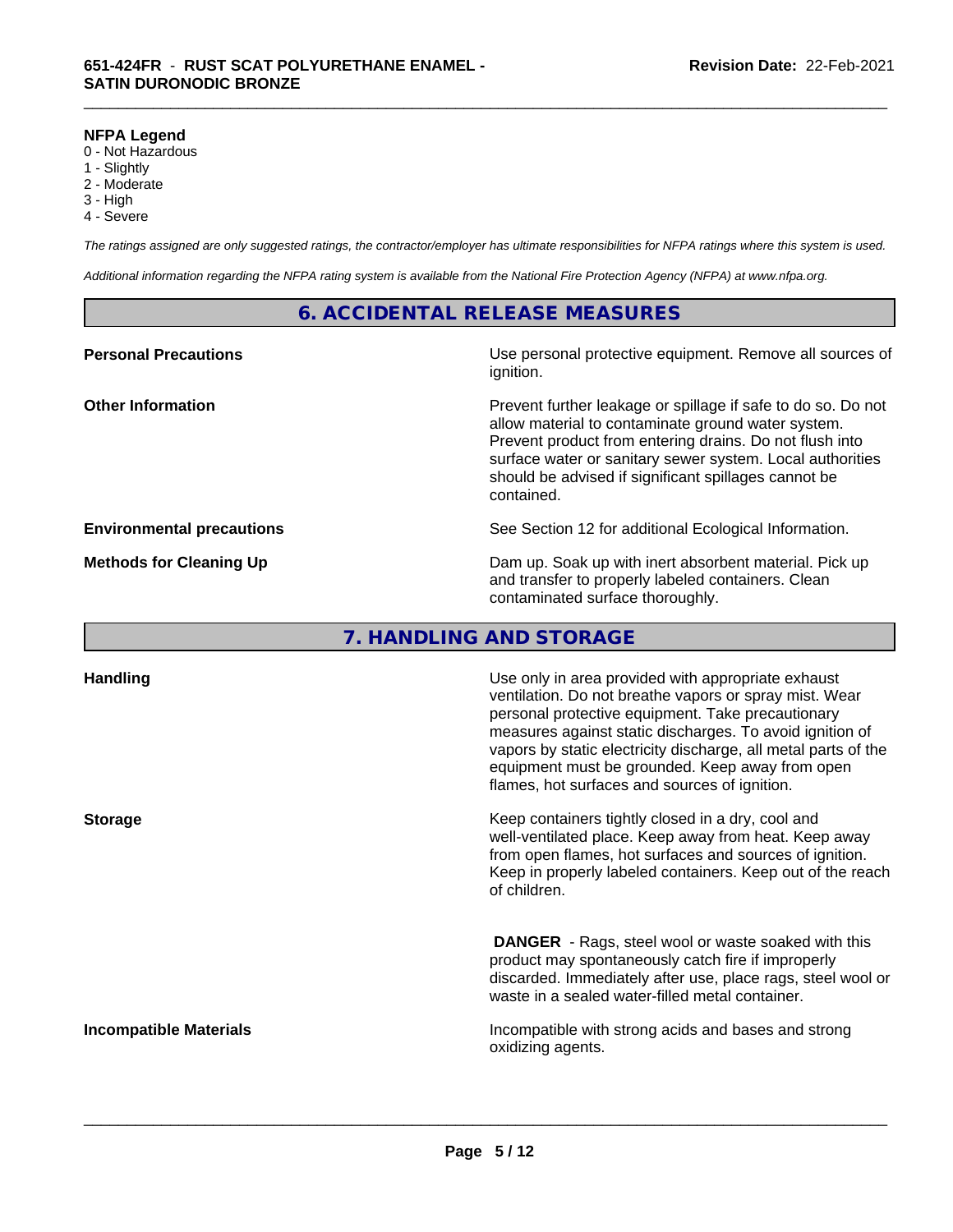**NFPA Legend**
0 - Not Hazardous
1 - Slightly
2 - Moderate
3 - High
4 - Severe

*The ratings assigned are only suggested ratings, the contractor/employer has ultimate responsibilities for NFPA ratings where this system is used.*

*Additional information regarding the NFPA rating system is available from the National Fire Protection Agency (NFPA) at www.nfpa.org.*

## 6. ACCIDENTAL RELEASE MEASURES

**Personal Precautions**
Use personal protective equipment. Remove all sources of ignition.

**Other Information**
Prevent further leakage or spillage if safe to do so. Do not allow material to contaminate ground water system. Prevent product from entering drains. Do not flush into surface water or sanitary sewer system. Local authorities should be advised if significant spillages cannot be contained.

**Environmental precautions**
See Section 12 for additional Ecological Information.

**Methods for Cleaning Up**
Dam up. Soak up with inert absorbent material. Pick up and transfer to properly labeled containers. Clean contaminated surface thoroughly.

## 7. HANDLING AND STORAGE

**Handling**
Use only in area provided with appropriate exhaust ventilation. Do not breathe vapors or spray mist. Wear personal protective equipment. Take precautionary measures against static discharges. To avoid ignition of vapors by static electricity discharge, all metal parts of the equipment must be grounded. Keep away from open flames, hot surfaces and sources of ignition.

**Storage**
Keep containers tightly closed in a dry, cool and well-ventilated place. Keep away from heat. Keep away from open flames, hot surfaces and sources of ignition. Keep in properly labeled containers. Keep out of the reach of children.

**DANGER** - Rags, steel wool or waste soaked with this product may spontaneously catch fire if improperly discarded. Immediately after use, place rags, steel wool or waste in a sealed water-filled metal container.

**Incompatible Materials**
Incompatible with strong acids and bases and strong oxidizing agents.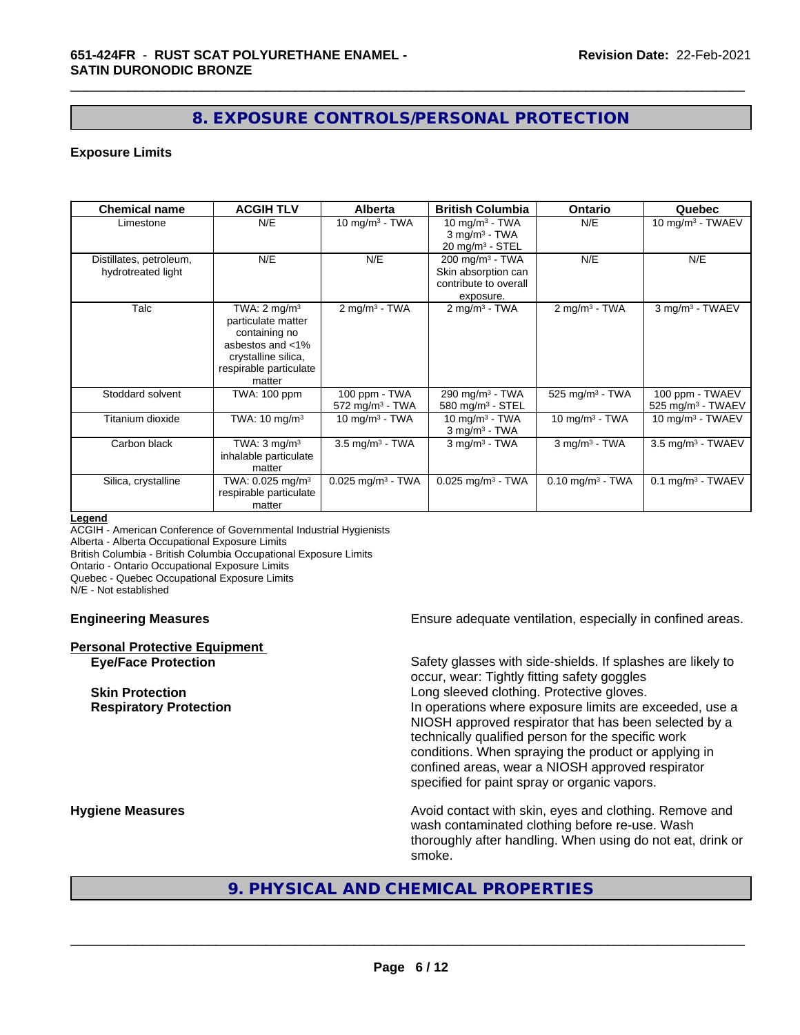## 8. EXPOSURE CONTROLS/PERSONAL PROTECTION

### Exposure Limits

| Chemical name | ACGIH TLV | Alberta | British Columbia | Ontario | Quebec |
|---|---|---|---|---|---|
| Limestone | N/E | 10 $mg/m^3$ - TWA | 10 $mg/m^3$ - TWA<br>3 $mg/m^3$ - TWA<br>20 $mg/m^3$ - STEL | N/E | 10 $mg/m^3$ - TWAEV |
| Distillates, petroleum, hydrotreated light | N/E | N/E | 200 $mg/m^3$ - TWA<br>Skin absorption can contribute to overall exposure. | N/E | N/E |
| Talc | TWA: 2 $mg/m^3$ particulate matter containing no asbestos and <1% crystalline silica, respirable particulate matter | 2 $mg/m^3$ - TWA | 2 $mg/m^3$ - TWA | 2 $mg/m^3$ - TWA | 3 $mg/m^3$ - TWAEV |
| Stoddard solvent | TWA: 100 ppm | 100 ppm - TWA<br>572 $mg/m^3$ - TWA | 290 $mg/m^3$ - TWA<br>580 $mg/m^3$ - STEL | 525 $mg/m^3$ - TWA | 100 ppm - TWAEV<br>525 $mg/m^3$ - TWAEV |
| Titanium dioxide | TWA: 10 $mg/m^3$ | 10 $mg/m^3$ - TWA | 10 $mg/m^3$ - TWA<br>3 $mg/m^3$ - TWA | 10 $mg/m^3$ - TWA | 10 $mg/m^3$ - TWAEV |
| Carbon black | TWA: 3 $mg/m^3$ inhalable particulate matter | 3.5 $mg/m^3$ - TWA | 3 $mg/m^3$ - TWA | 3 $mg/m^3$ - TWA | 3.5 $mg/m^3$ - TWAEV |
| Silica, crystalline | TWA: 0.025 $mg/m^3$ respirable particulate matter | 0.025 $mg/m^3$ - TWA | 0.025 $mg/m^3$ - TWA | 0.10 $mg/m^3$ - TWA | 0.1 $mg/m^3$ - TWAEV |

**Legend**
ACGIH - American Conference of Governmental Industrial Hygienists
Alberta - Alberta Occupational Exposure Limits
British Columbia - British Columbia Occupational Exposure Limits
Ontario - Ontario Occupational Exposure Limits
Quebec - Quebec Occupational Exposure Limits
N/E - Not established

**Engineering Measures** Ensure adequate ventilation, especially in confined areas.

**Personal Protective Equipment**

**Eye/Face Protection** Safety glasses with side-shields. If splashes are likely to occur, wear: Tightly fitting safety goggles

**Skin Protection** Long sleeved clothing. Protective gloves.

**Respiratory Protection** In operations where exposure limits are exceeded, use a NIOSH approved respirator that has been selected by a technically qualified person for the specific work conditions. When spraying the product or applying in confined areas, wear a NIOSH approved respirator specified for paint spray or organic vapors.

**Hygiene Measures** Avoid contact with skin, eyes and clothing. Remove and wash contaminated clothing before re-use. Wash thoroughly after handling. When using do not eat, drink or smoke.

## 9. PHYSICAL AND CHEMICAL PROPERTIES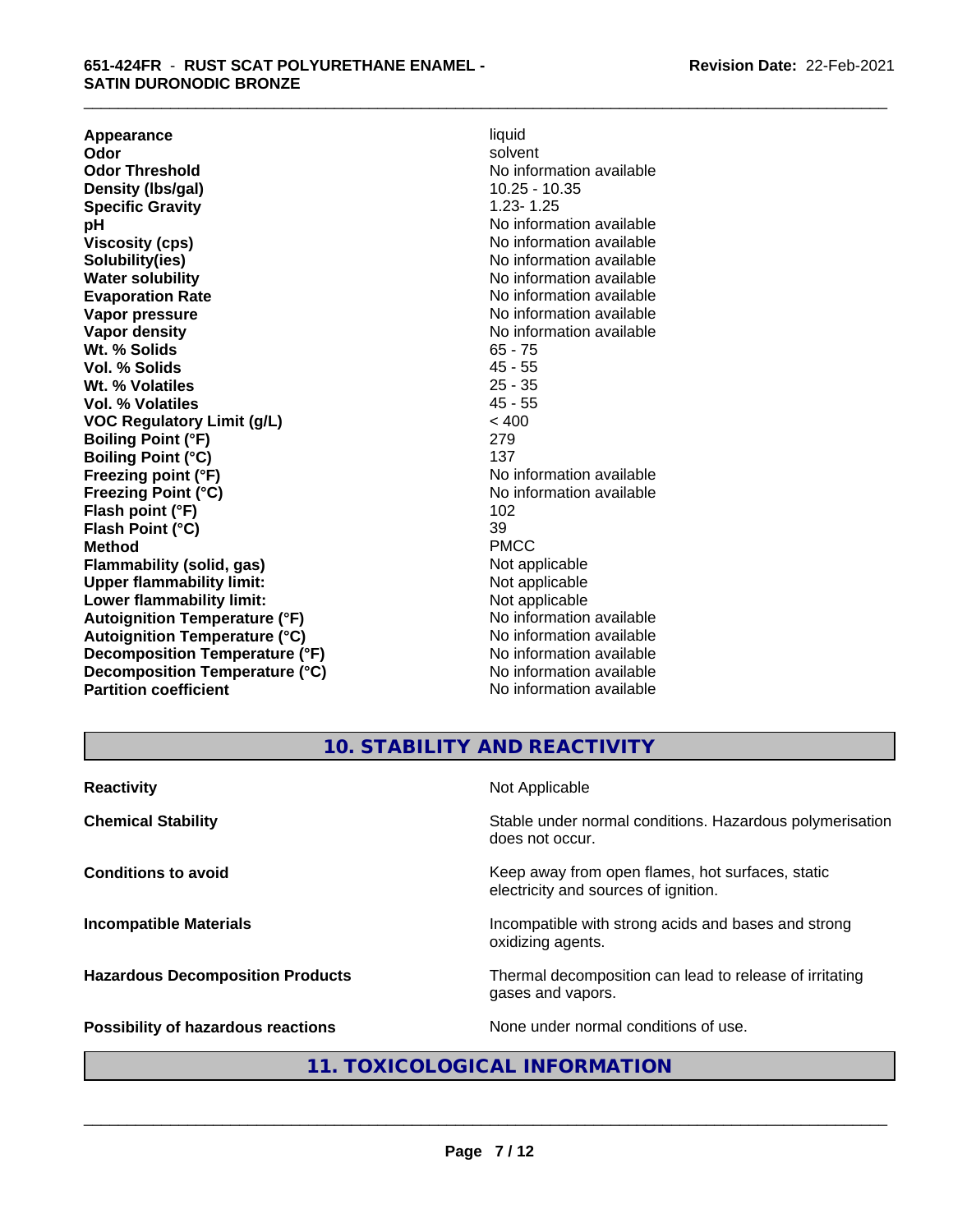| | |
|---|---|
| **Appearance** | liquid |
| **Odor** | solvent |
| **Odor Threshold** | No information available |
| **Density (lbs/gal)** | 10.25 - 10.35 |
| **Specific Gravity** | 1.23- 1.25 |
| **pH** | No information available |
| **Viscosity (cps)** | No information available |
| **Solubility(ies)** | No information available |
| **Water solubility** | No information available |
| **Evaporation Rate** | No information available |
| **Vapor pressure** | No information available |
| **Vapor density** | No information available |
| **Wt. % Solids** | 65 - 75 |
| **Vol. % Solids** | 45 - 55 |
| **Wt. % Volatiles** | 25 - 35 |
| **Vol. % Volatiles** | 45 - 55 |
| **VOC Regulatory Limit (g/L)** | < 400 |
| **Boiling Point (°F)** | 279 |
| **Boiling Point (°C)** | 137 |
| **Freezing point (°F)** | No information available |
| **Freezing Point (°C)** | No information available |
| **Flash point (°F)** | 102 |
| **Flash Point (°C)** | 39 |
| **Method** | PMCC |
| **Flammability (solid, gas)** | Not applicable |
| **Upper flammability limit:** | Not applicable |
| **Lower flammability limit:** | Not applicable |
| **Autoignition Temperature (°F)** | No information available |
| **Autoignition Temperature (°C)** | No information available |
| **Decomposition Temperature (°F)** | No information available |
| **Decomposition Temperature (°C)** | No information available |
| **Partition coefficient** | No information available |

## 10. STABILITY AND REACTIVITY

| | |
|---|---|
| **Reactivity** | Not Applicable |
| **Chemical Stability** | Stable under normal conditions. Hazardous polymerisation does not occur. |
| **Conditions to avoid** | Keep away from open flames, hot surfaces, static electricity and sources of ignition. |
| **Incompatible Materials** | Incompatible with strong acids and bases and strong oxidizing agents. |
| **Hazardous Decomposition Products** | Thermal decomposition can lead to release of irritating gases and vapors. |
| **Possibility of hazardous reactions** | None under normal conditions of use. |

## 11. TOXICOLOGICAL INFORMATION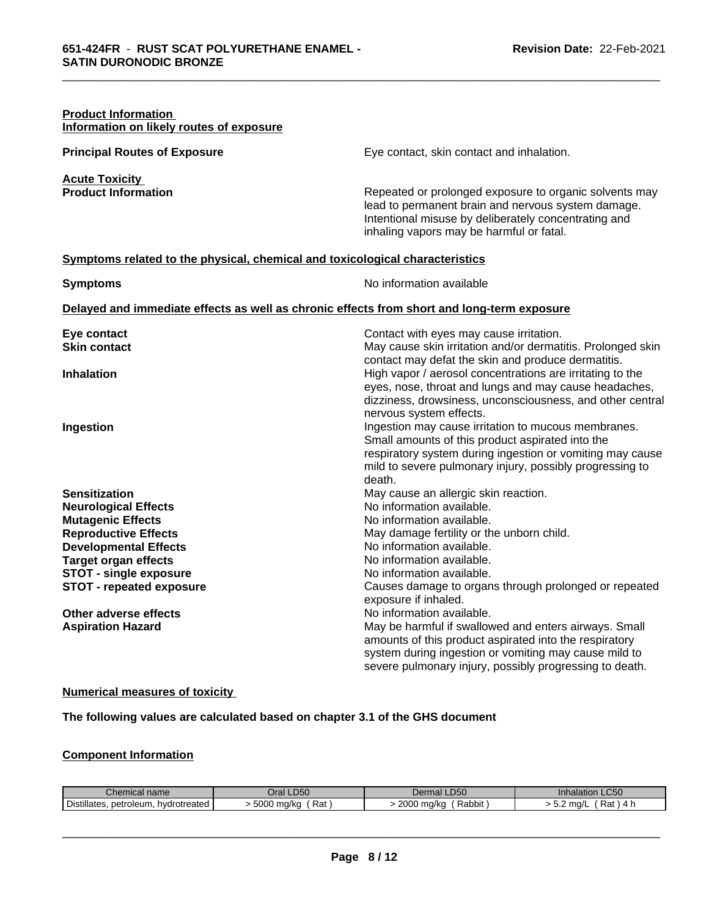**Product Information**
**Information on likely routes of exposure**

**Principal Routes of Exposure** Eye contact, skin contact and inhalation.

**Acute Toxicity**
**Product Information** Repeated or prolonged exposure to organic solvents may lead to permanent brain and nervous system damage. Intentional misuse by deliberately concentrating and inhaling vapors may be harmful or fatal.

**Symptoms related to the physical, chemical and toxicological characteristics**

**Symptoms** No information available

**Delayed and immediate effects as well as chronic effects from short and long-term exposure**

**Eye contact** Contact with eyes may cause irritation.
**Skin contact** May cause skin irritation and/or dermatitis. Prolonged skin contact may defat the skin and produce dermatitis.
**Inhalation** High vapor / aerosol concentrations are irritating to the eyes, nose, throat and lungs and may cause headaches, dizziness, drowsiness, unconsciousness, and other central nervous system effects.
**Ingestion** Ingestion may cause irritation to mucous membranes. Small amounts of this product aspirated into the respiratory system during ingestion or vomiting may cause mild to severe pulmonary injury, possibly progressing to death.
**Sensitization** May cause an allergic skin reaction.
**Neurological Effects** No information available.
**Mutagenic Effects** No information available.
**Reproductive Effects** May damage fertility or the unborn child.
**Developmental Effects** No information available.
**Target organ effects** No information available.
**STOT - single exposure** No information available.
**STOT - repeated exposure** Causes damage to organs through prolonged or repeated exposure if inhaled.
**Other adverse effects** No information available.
**Aspiration Hazard** May be harmful if swallowed and enters airways. Small amounts of this product aspirated into the respiratory system during ingestion or vomiting may cause mild to severe pulmonary injury, possibly progressing to death.

**Numerical measures of toxicity**

**The following values are calculated based on chapter 3.1 of the GHS document**

**Component Information**

| Chemical name | Oral LD50 | Dermal LD50 | Inhalation LC50 |
|---|---|---|---|
| Distillates, petroleum, hydrotreated | > 5000 mg/kg ( Rat ) | > 2000 mg/kg ( Rabbit ) | > 5.2 mg/L ( Rat ) 4 h |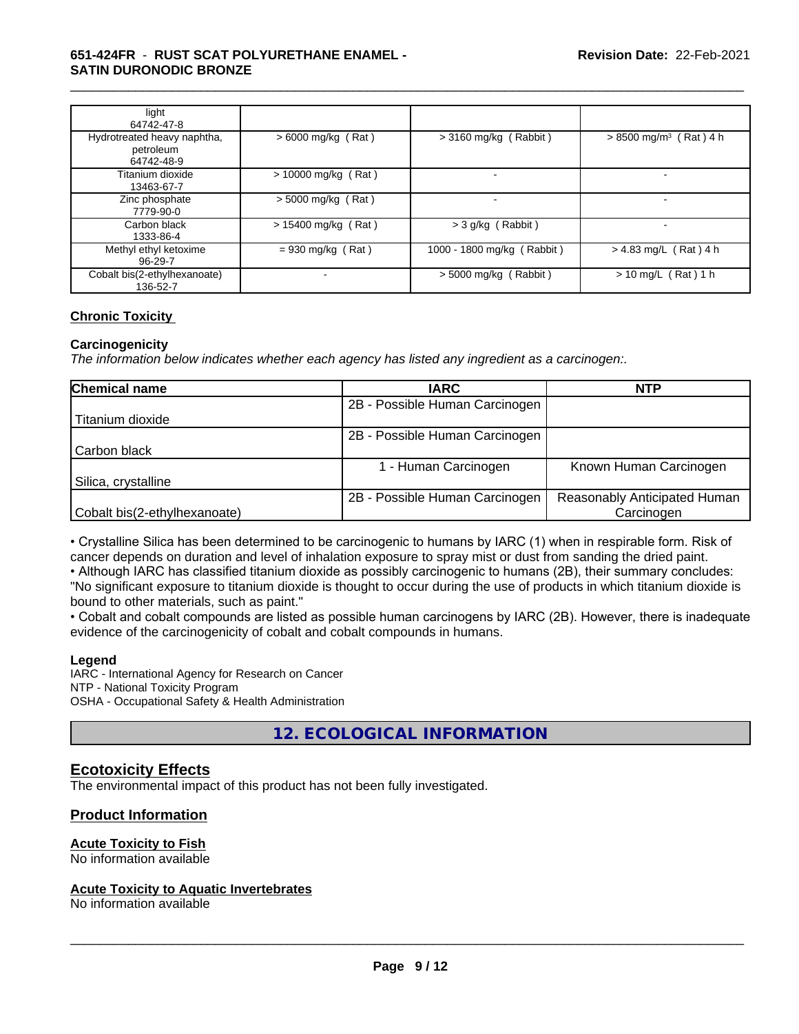| | | | |
|---|---|---|---|
| light<br>64742-47-8 | | | |
| Hydrotreated heavy naphtha, petroleum<br>64742-48-9 | > 6000 mg/kg ( Rat ) | > 3160 mg/kg ( Rabbit ) | > 8500 mg/m$^3$ ( Rat ) 4 h |
| Titanium dioxide<br>13463-67-7 | > 10000 mg/kg ( Rat ) | - | - |
| Zinc phosphate<br>7779-90-0 | > 5000 mg/kg ( Rat ) | - | - |
| Carbon black<br>1333-86-4 | > 15400 mg/kg ( Rat ) | > 3 g/kg ( Rabbit ) | - |
| Methyl ethyl ketoxime<br>96-29-7 | = 930 mg/kg ( Rat ) | 1000 - 1800 mg/kg ( Rabbit ) | > 4.83 mg/L ( Rat ) 4 h |
| Cobalt bis(2-ethylhexanoate)<br>136-52-7 | - | > 5000 mg/kg ( Rabbit ) | > 10 mg/L ( Rat ) 1 h |

**Chronic Toxicity**

**Carcinogenicity**

*The information below indicates whether each agency has listed any ingredient as a carcinogen:.*

| Chemical name | IARC | NTP |
|---|---|---|
| Titanium dioxide | 2B - Possible Human Carcinogen | |
| Carbon black | 2B - Possible Human Carcinogen | |
| Silica, crystalline | 1 - Human Carcinogen | Known Human Carcinogen |
| Cobalt bis(2-ethylhexanoate) | 2B - Possible Human Carcinogen | Reasonably Anticipated Human Carcinogen |

- Crystalline Silica has been determined to be carcinogenic to humans by IARC (1) when in respirable form. Risk of cancer depends on duration and level of inhalation exposure to spray mist or dust from sanding the dried paint.
- Although IARC has classified titanium dioxide as possibly carcinogenic to humans (2B), their summary concludes: "No significant exposure to titanium dioxide is thought to occur during the use of products in which titanium dioxide is bound to other materials, such as paint."
- Cobalt and cobalt compounds are listed as possible human carcinogens by IARC (2B). However, there is inadequate evidence of the carcinogenicity of cobalt and cobalt compounds in humans.

**Legend**

IARC - International Agency for Research on Cancer
NTP - National Toxicity Program
OSHA - Occupational Safety & Health Administration

## 12. ECOLOGICAL INFORMATION

### Ecotoxicity Effects

The environmental impact of this product has not been fully investigated.

### Product Information

**Acute Toxicity to Fish**

No information available

**Acute Toxicity to Aquatic Invertebrates**

No information available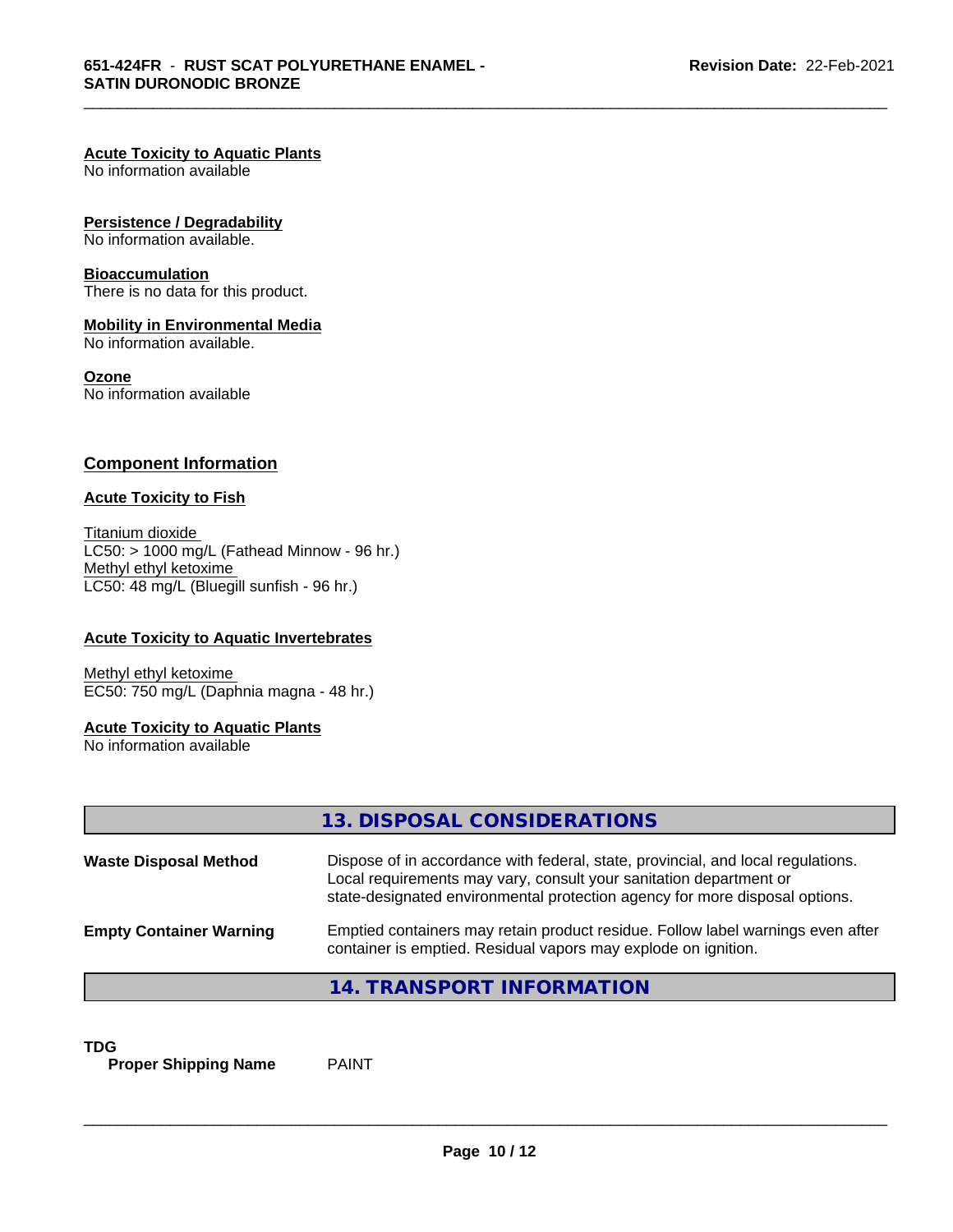**Acute Toxicity to Aquatic Plants**
No information available

**Persistence / Degradability**
No information available.

**Bioaccumulation**
There is no data for this product.

**Mobility in Environmental Media**
No information available.

**Ozone**
No information available

## Component Information

**Acute Toxicity to Fish**

Titanium dioxide
LC50: > 1000 mg/L (Fathead Minnow - 96 hr.)
Methyl ethyl ketoxime
LC50: 48 mg/L (Bluegill sunfish - 96 hr.)

**Acute Toxicity to Aquatic Invertebrates**

Methyl ethyl ketoxime
EC50: 750 mg/L (Daphnia magna - 48 hr.)

**Acute Toxicity to Aquatic Plants**
No information available

## 13. DISPOSAL CONSIDERATIONS

**Waste Disposal Method** Dispose of in accordance with federal, state, provincial, and local regulations. Local requirements may vary, consult your sanitation department or state-designated environmental protection agency for more disposal options.

**Empty Container Warning** Emptied containers may retain product residue. Follow label warnings even after container is emptied. Residual vapors may explode on ignition.

## 14. TRANSPORT INFORMATION

**TDG**
**Proper Shipping Name** PAINT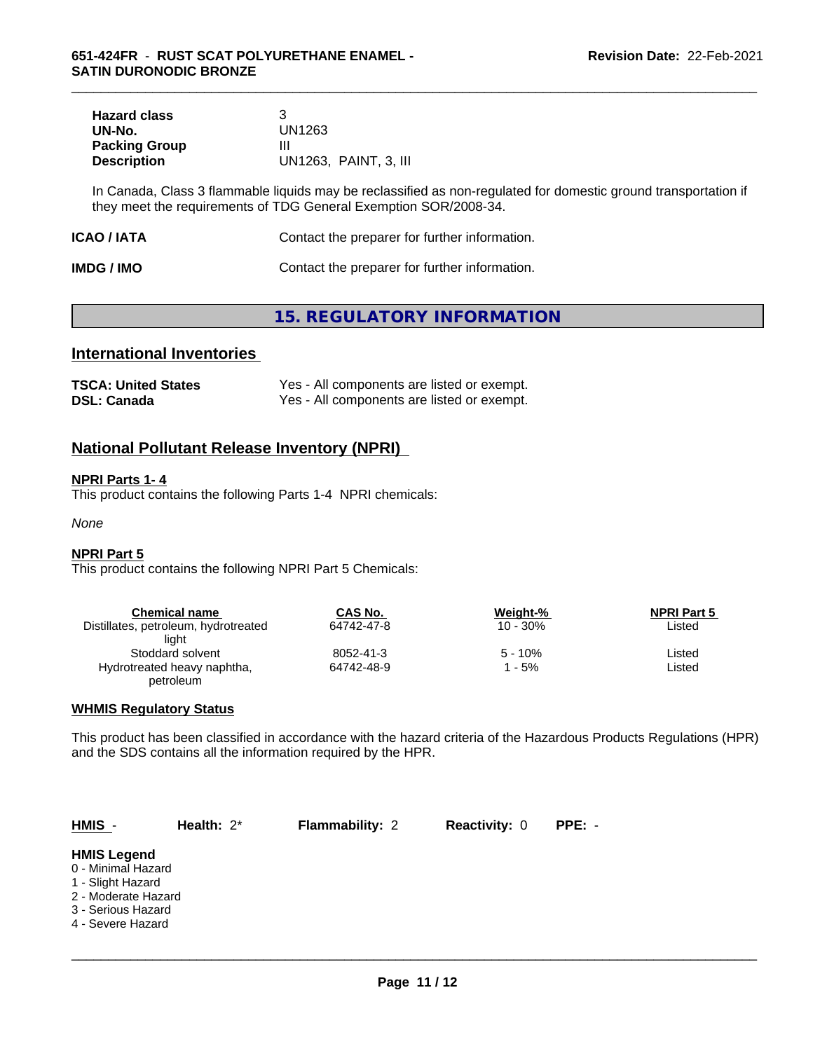| | |
|---|---|
| **Hazard class** | 3 |
| **UN-No.** | UN1263 |
| **Packing Group** | III |
| **Description** | UN1263, PAINT, 3, III |

In Canada, Class 3 flammable liquids may be reclassified as non-regulated for domestic ground transportation if they meet the requirements of TDG General Exemption SOR/2008-34.

**ICAO / IATA** Contact the preparer for further information.

**IMDG / IMO** Contact the preparer for further information.

# 15. REGULATORY INFORMATION

## International Inventories

| | |
|---|---|
| **TSCA: United States** | Yes - All components are listed or exempt. |
| **DSL: Canada** | Yes - All components are listed or exempt. |

## National Pollutant Release Inventory (NPRI)

**NPRI Parts 1- 4**

This product contains the following Parts 1-4 NPRI chemicals:

*None*

**NPRI Part 5**

This product contains the following NPRI Part 5 Chemicals:

| Chemical name | CAS No. | Weight-% | NPRI Part 5 |
|---|---|---|---|
| Distillates, petroleum, hydrotreated light | 64742-47-8 | 10 - 30% | Listed |
| Stoddard solvent | 8052-41-3 | 5 - 10% | Listed |
| Hydrotreated heavy naphtha, petroleum | 64742-48-9 | 1 - 5% | Listed |

**WHMIS Regulatory Status**

This product has been classified in accordance with the hazard criteria of the Hazardous Products Regulations (HPR) and the SDS contains all the information required by the HPR.

**HMIS** - **Health:** 2* **Flammability:** 2 **Reactivity:** 0 **PPE:** -

**HMIS Legend**

0 - Minimal Hazard
1 - Slight Hazard
2 - Moderate Hazard
3 - Serious Hazard
4 - Severe Hazard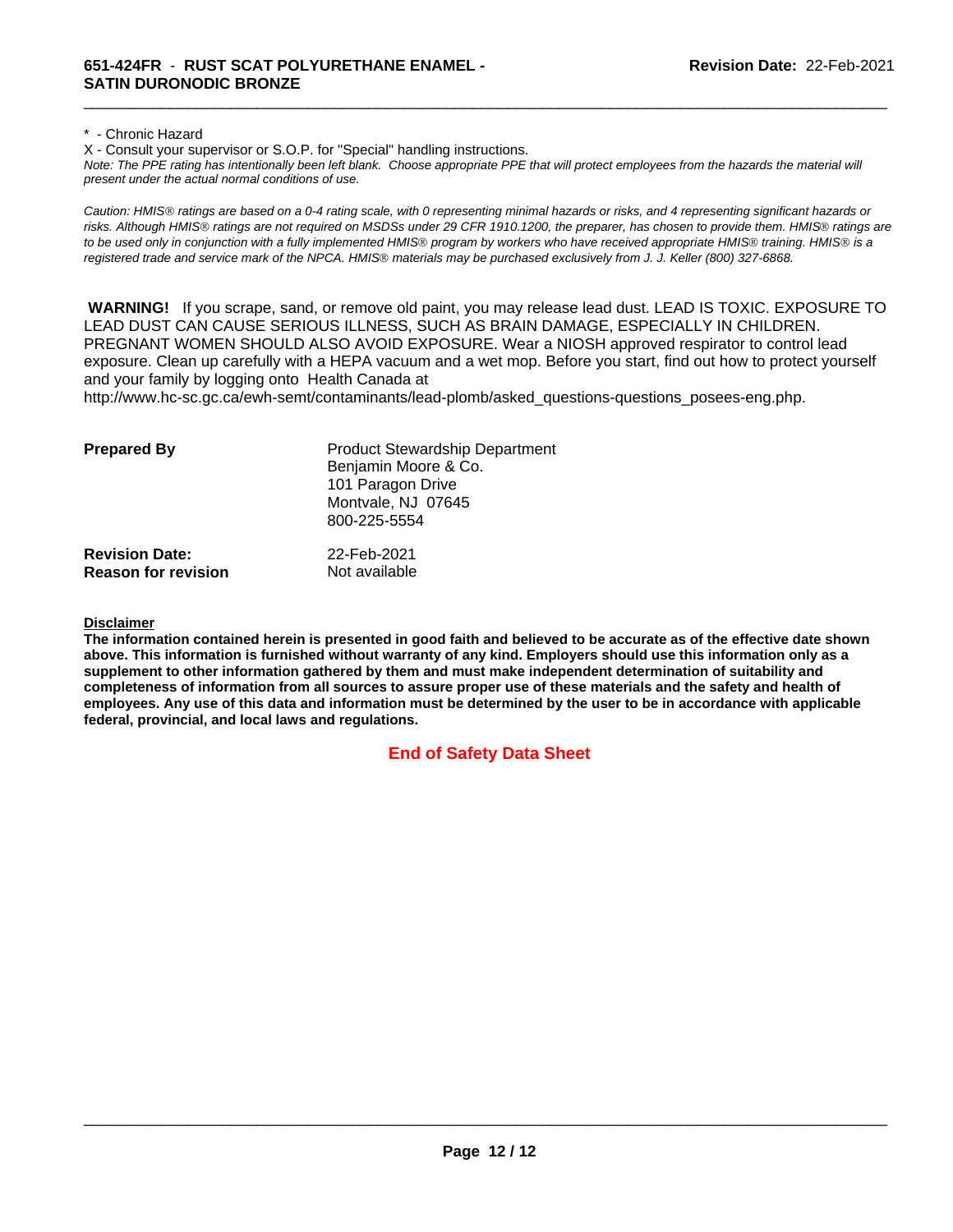\* - Chronic Hazard

X - Consult your supervisor or S.O.P. for "Special" handling instructions.

*Note: The PPE rating has intentionally been left blank. Choose appropriate PPE that will protect employees from the hazards the material will present under the actual normal conditions of use.*

*Caution: HMIS® ratings are based on a 0-4 rating scale, with 0 representing minimal hazards or risks, and 4 representing significant hazards or risks. Although HMIS® ratings are not required on MSDSs under 29 CFR 1910.1200, the preparer, has chosen to provide them. HMIS® ratings are to be used only in conjunction with a fully implemented HMIS® program by workers who have received appropriate HMIS® training. HMIS® is a registered trade and service mark of the NPCA. HMIS® materials may be purchased exclusively from J. J. Keller (800) 327-6868.*

**WARNING!** If you scrape, sand, or remove old paint, you may release lead dust. LEAD IS TOXIC. EXPOSURE TO LEAD DUST CAN CAUSE SERIOUS ILLNESS, SUCH AS BRAIN DAMAGE, ESPECIALLY IN CHILDREN. PREGNANT WOMEN SHOULD ALSO AVOID EXPOSURE. Wear a NIOSH approved respirator to control lead exposure. Clean up carefully with a HEPA vacuum and a wet mop. Before you start, find out how to protect yourself and your family by logging onto Health Canada at http://www.hc-sc.gc.ca/ewh-semt/contaminants/lead-plomb/asked_questions-questions_posees-eng.php.

| | |
|---|---|
| **Prepared By** | Product Stewardship Department<br>Benjamin Moore & Co.<br>101 Paragon Drive<br>Montvale, NJ 07645<br>800-225-5554 |
| **Revision Date:** | 22-Feb-2021 |
| **Reason for revision** | Not available |

**Disclaimer**

**The information contained herein is presented in good faith and believed to be accurate as of the effective date shown above. This information is furnished without warranty of any kind. Employers should use this information only as a supplement to other information gathered by them and must make independent determination of suitability and completeness of information from all sources to assure proper use of these materials and the safety and health of employees. Any use of this data and information must be determined by the user to be in accordance with applicable federal, provincial, and local laws and regulations.**

**End of Safety Data Sheet**